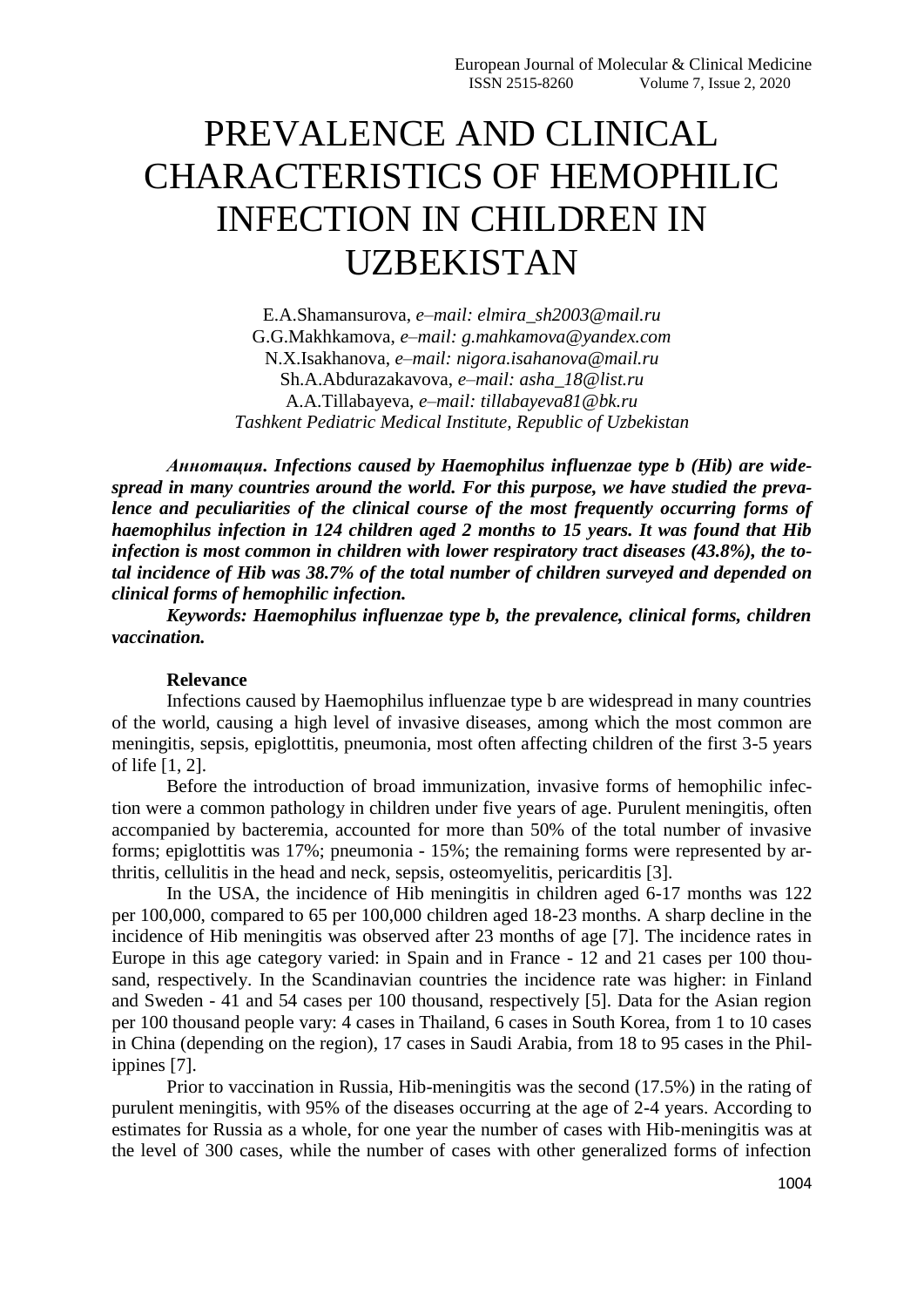# PREVALENCE AND CLINICAL CHARACTERISTICS OF HEMOPHILIC INFECTION IN CHILDREN IN UZBEKISTAN

E.A.Shamansurova, *e–mail: elmira_sh2003@mail.ru*
G.G.Makhkamova, *e–mail: g.mahkamova@yandex.com*
N.X.Isakhanova, *e–mail: nigora.isahanova@mail.ru*
Sh.A.Abdurazakavova, *e–mail: asha_18@list.ru*
A.A.Tillabayeva, *e–mail: tillabayeva81@bk.ru*
*Tashkent Pediatric Medical Institute, Republic of Uzbekistan*

***Аннотация. Infections caused by Haemophilus influenzae type b (Hib) are widespread in many countries around the world. For this purpose, we have studied the prevalence and peculiarities of the clinical course of the most frequently occurring forms of haemophilus infection in 124 children aged 2 months to 15 years. It was found that Hib infection is most common in children with lower respiratory tract diseases (43.8%), the total incidence of Hib was 38.7% of the total number of children surveyed and depended on clinical forms of hemophilic infection.***

***Keywords: Haemophilus influenzae type b, the prevalence, clinical forms, children vaccination.***

**Relevance**

Infections caused by Haemophilus influenzae type b are widespread in many countries of the world, causing a high level of invasive diseases, among which the most common are meningitis, sepsis, epiglottitis, pneumonia, most often affecting children of the first 3-5 years of life [1, 2].

Before the introduction of broad immunization, invasive forms of hemophilic infection were a common pathology in children under five years of age. Purulent meningitis, often accompanied by bacteremia, accounted for more than 50% of the total number of invasive forms; epiglottitis was 17%; pneumonia - 15%; the remaining forms were represented by arthritis, cellulitis in the head and neck, sepsis, osteomyelitis, pericarditis [3].

In the USA, the incidence of Hib meningitis in children aged 6-17 months was 122 per 100,000, compared to 65 per 100,000 children aged 18-23 months. A sharp decline in the incidence of Hib meningitis was observed after 23 months of age [7]. The incidence rates in Europe in this age category varied: in Spain and in France - 12 and 21 cases per 100 thousand, respectively. In the Scandinavian countries the incidence rate was higher: in Finland and Sweden - 41 and 54 cases per 100 thousand, respectively [5]. Data for the Asian region per 100 thousand people vary: 4 cases in Thailand, 6 cases in South Korea, from 1 to 10 cases in China (depending on the region), 17 cases in Saudi Arabia, from 18 to 95 cases in the Philippines [7].

Prior to vaccination in Russia, Hib-meningitis was the second (17.5%) in the rating of purulent meningitis, with 95% of the diseases occurring at the age of 2-4 years. According to estimates for Russia as a whole, for one year the number of cases with Hib-meningitis was at the level of 300 cases, while the number of cases with other generalized forms of infection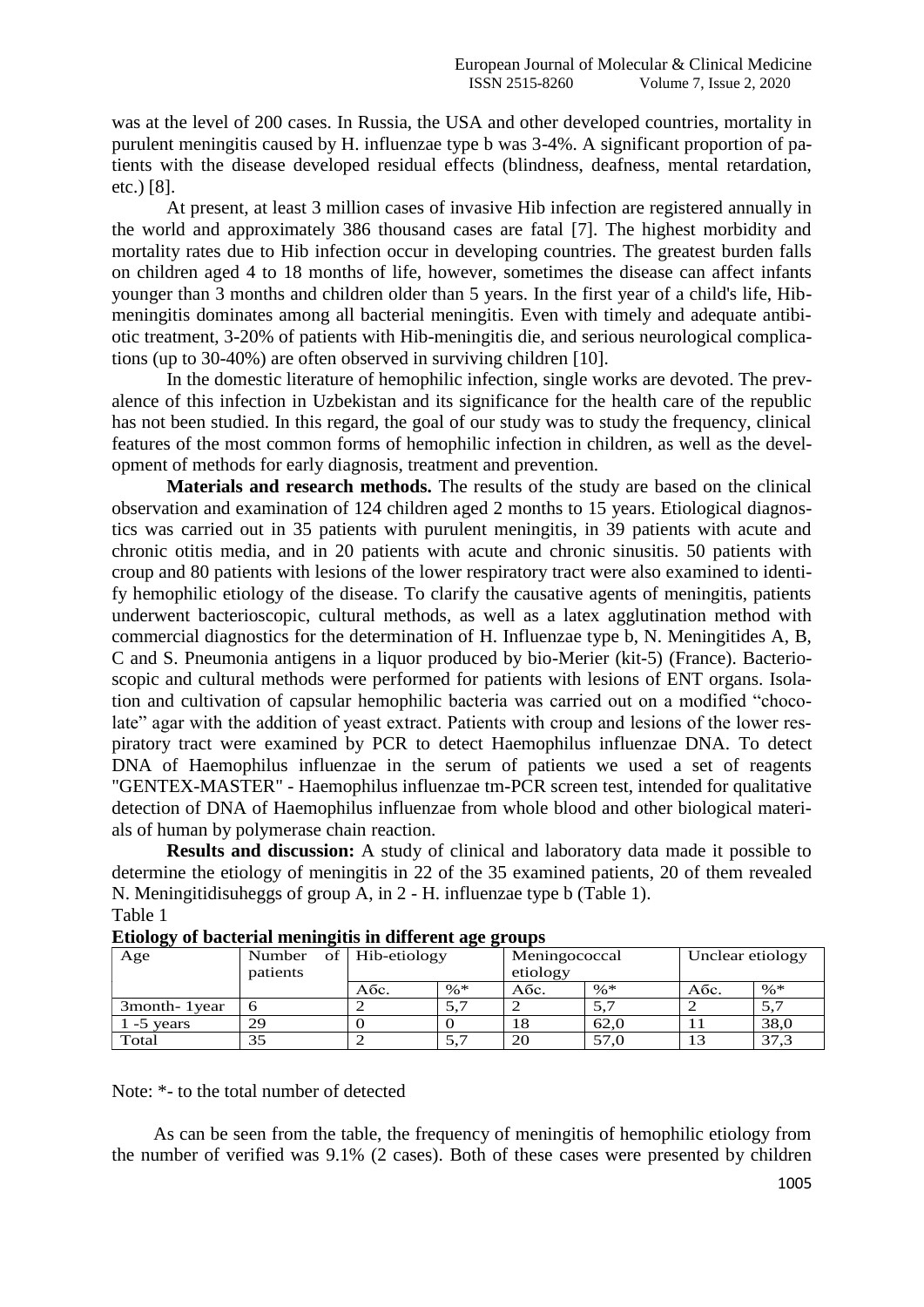was at the level of 200 cases. In Russia, the USA and other developed countries, mortality in purulent meningitis caused by H. influenzae type b was 3-4%. A significant proportion of patients with the disease developed residual effects (blindness, deafness, mental retardation, etc.) [8].

At present, at least 3 million cases of invasive Hib infection are registered annually in the world and approximately 386 thousand cases are fatal [7]. The highest morbidity and mortality rates due to Hib infection occur in developing countries. The greatest burden falls on children aged 4 to 18 months of life, however, sometimes the disease can affect infants younger than 3 months and children older than 5 years. In the first year of a child's life, Hib-meningitis dominates among all bacterial meningitis. Even with timely and adequate antibiotic treatment, 3-20% of patients with Hib-meningitis die, and serious neurological complications (up to 30-40%) are often observed in surviving children [10].

In the domestic literature of hemophilic infection, single works are devoted. The prevalence of this infection in Uzbekistan and its significance for the health care of the republic has not been studied. In this regard, the goal of our study was to study the frequency, clinical features of the most common forms of hemophilic infection in children, as well as the development of methods for early diagnosis, treatment and prevention.

**Materials and research methods.** The results of the study are based on the clinical observation and examination of 124 children aged 2 months to 15 years. Etiological diagnostics was carried out in 35 patients with purulent meningitis, in 39 patients with acute and chronic otitis media, and in 20 patients with acute and chronic sinusitis. 50 patients with croup and 80 patients with lesions of the lower respiratory tract were also examined to identify hemophilic etiology of the disease. To clarify the causative agents of meningitis, patients underwent bacterioscopic, cultural methods, as well as a latex agglutination method with commercial diagnostics for the determination of H. Influenzae type b, N. Meningitides A, B, C and S. Pneumonia antigens in a liquor produced by bio-Merier (kit-5) (France). Bacterioscopic and cultural methods were performed for patients with lesions of ENT organs. Isolation and cultivation of capsular hemophilic bacteria was carried out on a modified "chocolate" agar with the addition of yeast extract. Patients with croup and lesions of the lower respiratory tract were examined by PCR to detect Haemophilus influenzae DNA. To detect DNA of Haemophilus influenzae in the serum of patients we used a set of reagents "GENTEX-MASTER" - Haemophilus influenzae tm-PCR screen test, intended for qualitative detection of DNA of Haemophilus influenzae from whole blood and other biological materials of human by polymerase chain reaction.

**Results and discussion:** A study of clinical and laboratory data made it possible to determine the etiology of meningitis in 22 of the 35 examined patients, 20 of them revealed N. Meningitidisuheggs of group A, in 2 - H. influenzae type b (Table 1).

Table 1

**Etiology of bacterial meningitis in different age groups**

| Age | Number of patients | Hib-etiology | | Meningococcal etiology | | Unclear etiology | |
|---|---|---|---|---|---|---|---|
| | | Абс. | %* | Абс. | %* | Абс. | %* |
| 3month- 1year | 6 | 2 | 5,7 | 2 | 5,7 | 2 | 5,7 |
| 1 -5 years | 29 | 0 | 0 | 18 | 62,0 | 11 | 38,0 |
| Total | 35 | 2 | 5,7 | 20 | 57,0 | 13 | 37,3 |

Note: *- to the total number of detected

As can be seen from the table, the frequency of meningitis of hemophilic etiology from the number of verified was 9.1% (2 cases). Both of these cases were presented by children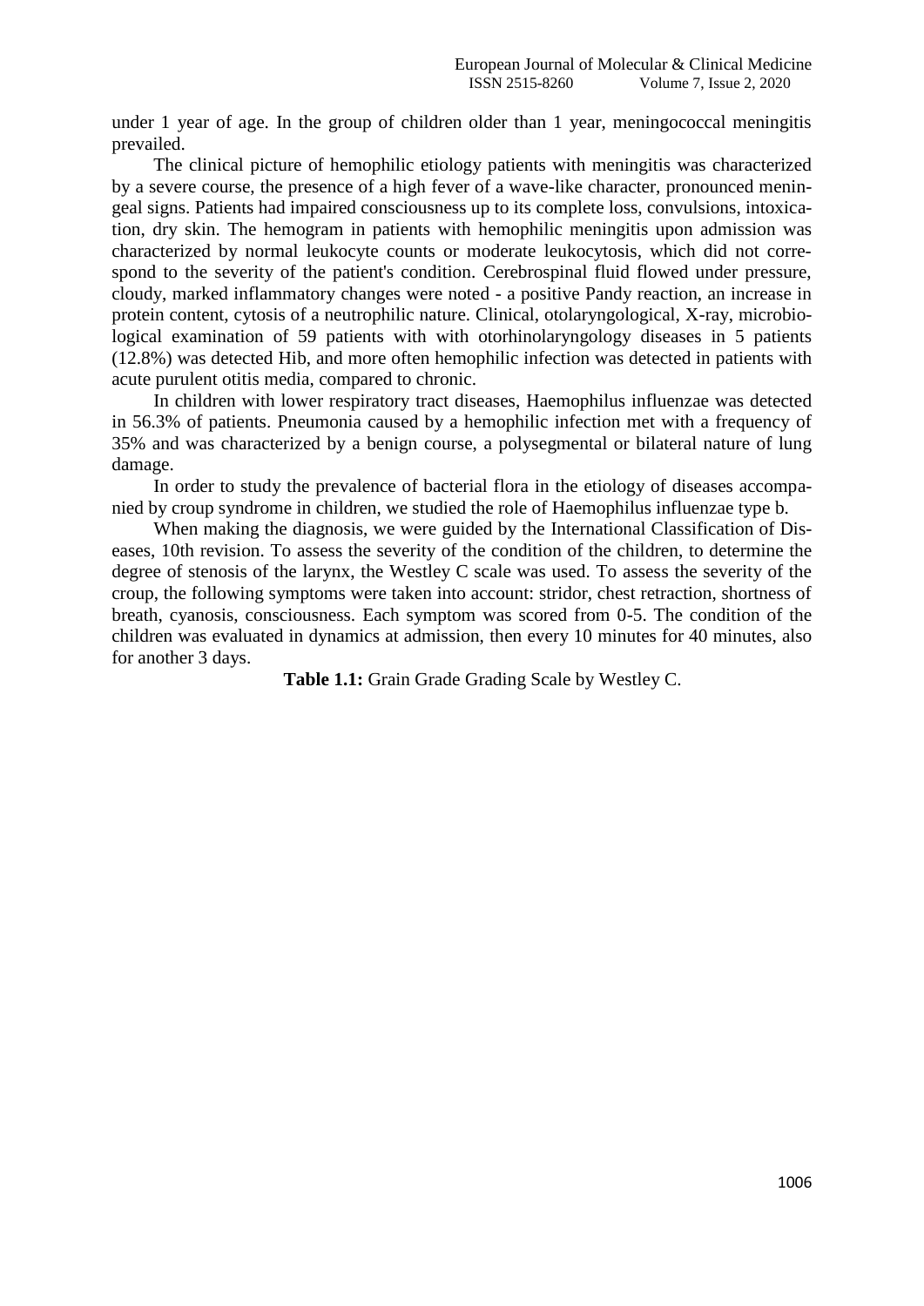under 1 year of age. In the group of children older than 1 year, meningococcal meningitis prevailed.

The clinical picture of hemophilic etiology patients with meningitis was characterized by a severe course, the presence of a high fever of a wave-like character, pronounced meningeal signs. Patients had impaired consciousness up to its complete loss, convulsions, intoxication, dry skin. The hemogram in patients with hemophilic meningitis upon admission was characterized by normal leukocyte counts or moderate leukocytosis, which did not correspond to the severity of the patient's condition. Cerebrospinal fluid flowed under pressure, cloudy, marked inflammatory changes were noted - a positive Pandy reaction, an increase in protein content, cytosis of a neutrophilic nature. Clinical, otolaryngological, X-ray, microbiological examination of 59 patients with with otorhinolaryngology diseases in 5 patients (12.8%) was detected Hib, and more often hemophilic infection was detected in patients with acute purulent otitis media, compared to chronic.

In children with lower respiratory tract diseases, Haemophilus influenzae was detected in 56.3% of patients. Pneumonia caused by a hemophilic infection met with a frequency of 35% and was characterized by a benign course, a polysegmental or bilateral nature of lung damage.

In order to study the prevalence of bacterial flora in the etiology of diseases accompanied by croup syndrome in children, we studied the role of Haemophilus influenzae type b.

When making the diagnosis, we were guided by the International Classification of Diseases, 10th revision. To assess the severity of the condition of the children, to determine the degree of stenosis of the larynx, the Westley C scale was used. To assess the severity of the croup, the following symptoms were taken into account: stridor, chest retraction, shortness of breath, cyanosis, consciousness. Each symptom was scored from 0-5. The condition of the children was evaluated in dynamics at admission, then every 10 minutes for 40 minutes, also for another 3 days.

**Table 1.1:** Grain Grade Grading Scale by Westley C.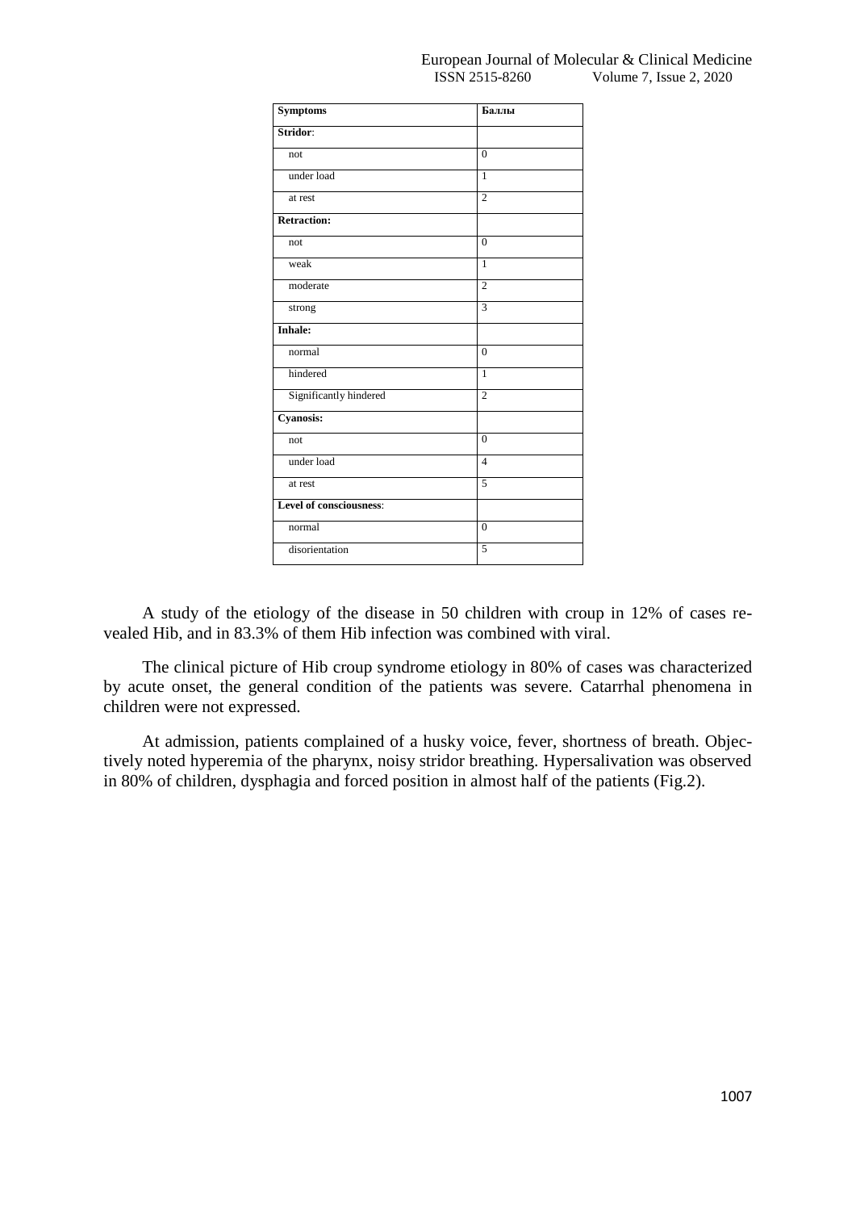| **Symptoms** | **Баллы** |
|---|---|
| **Stridor**: | |
| not | 0 |
| under load | 1 |
| at rest | 2 |
| **Retraction:** | |
| not | 0 |
| weak | 1 |
| moderate | 2 |
| strong | 3 |
| **Inhale:** | |
| normal | 0 |
| hindered | 1 |
| Significantly hindered | 2 |
| **Cyanosis:** | |
| not | 0 |
| under load | 4 |
| at rest | 5 |
| **Level of consciousness**: | |
| normal | 0 |
| disorientation | 5 |

A study of the etiology of the disease in 50 children with croup in 12% of cases revealed Hib, and in 83.3% of them Hib infection was combined with viral.

The clinical picture of Hib croup syndrome etiology in 80% of cases was characterized by acute onset, the general condition of the patients was severe. Catarrhal phenomena in children were not expressed.

At admission, patients complained of a husky voice, fever, shortness of breath. Objectively noted hyperemia of the pharynx, noisy stridor breathing. Hypersalivation was observed in 80% of children, dysphagia and forced position in almost half of the patients (Fig.2).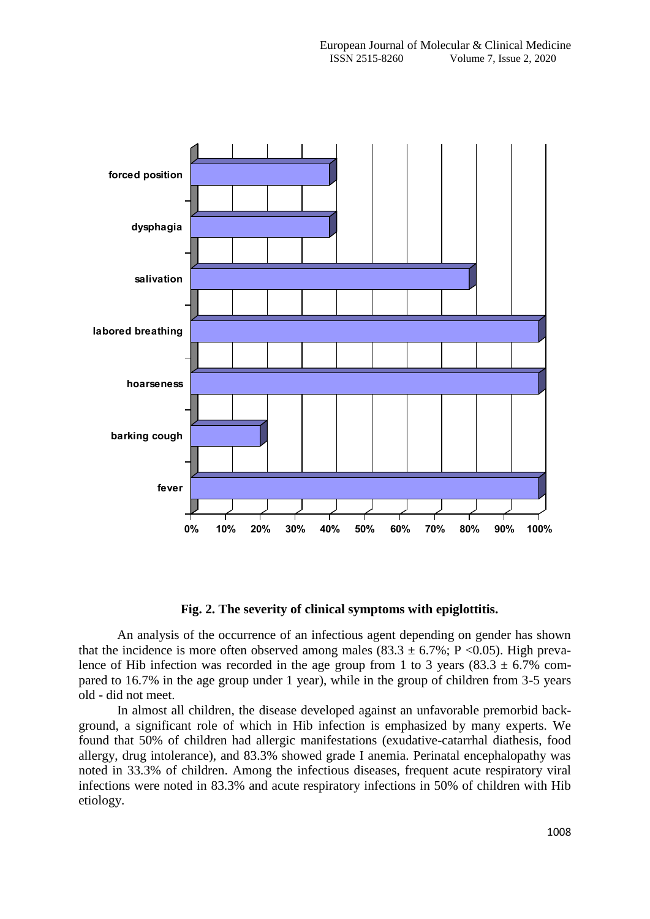forced position

dysphagia

salivation

labored breathing

hoarseness

barking cough

fever

0% 10% 20% 30% 40% 50% 60% 70% 80% 90% 100%

**Fig. 2. The severity of clinical symptoms with epiglottitis.**

An analysis of the occurrence of an infectious agent depending on gender has shown that the incidence is more often observed among males ($83.3 \pm 6.7\%$; $P < 0.05$). High prevalence of Hib infection was recorded in the age group from 1 to 3 years ($83.3 \pm 6.7\%$ compared to 16.7% in the age group under 1 year), while in the group of children from 3-5 years old - did not meet.

In almost all children, the disease developed against an unfavorable premorbid background, a significant role of which in Hib infection is emphasized by many experts. We found that 50% of children had allergic manifestations (exudative-catarrhal diathesis, food allergy, drug intolerance), and 83.3% showed grade I anemia. Perinatal encephalopathy was noted in 33.3% of children. Among the infectious diseases, frequent acute respiratory viral infections were noted in 83.3% and acute respiratory infections in 50% of children with Hib etiology.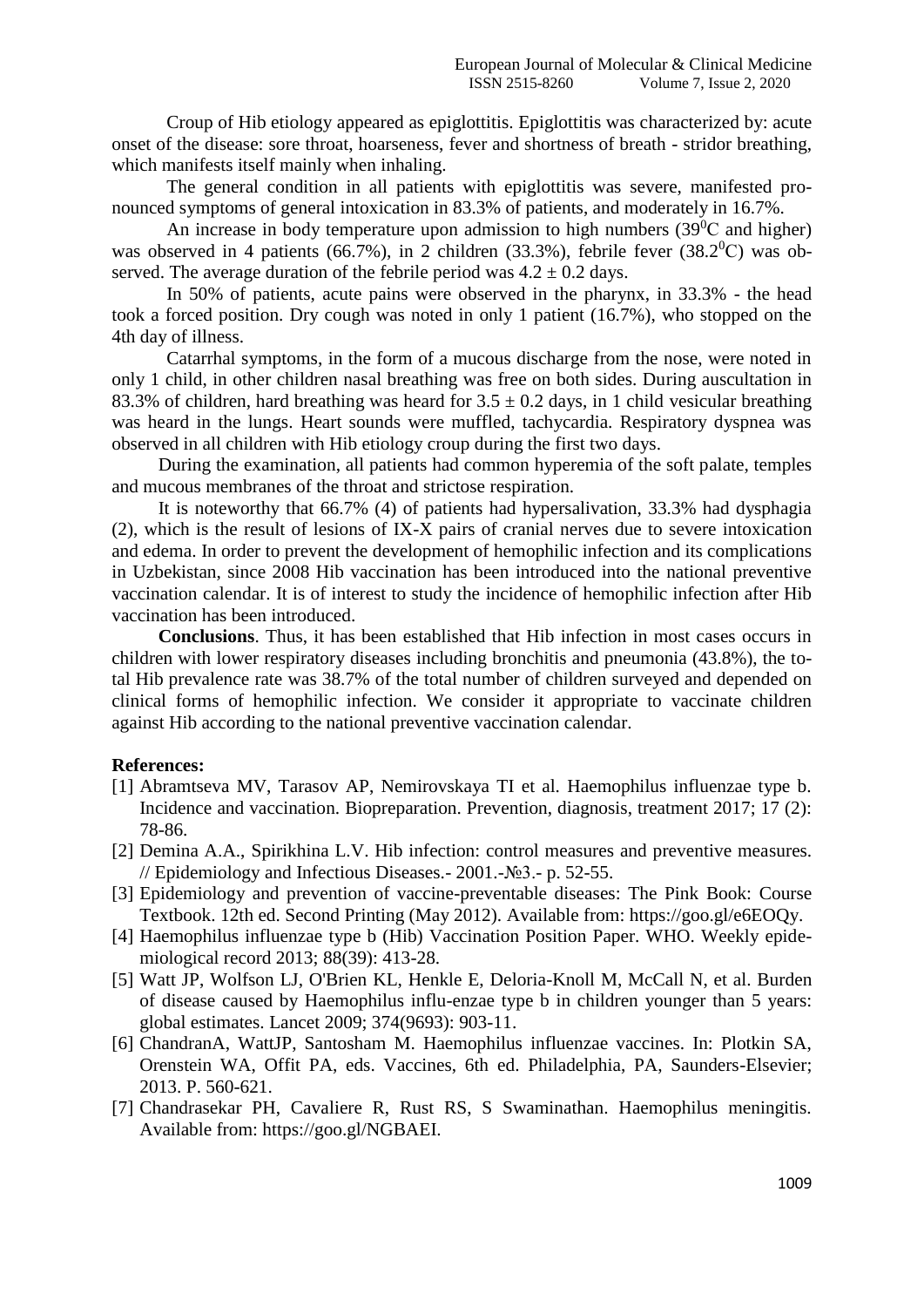Croup of Hib etiology appeared as epiglottitis. Epiglottitis was characterized by: acute onset of the disease: sore throat, hoarseness, fever and shortness of breath - stridor breathing, which manifests itself mainly when inhaling.

The general condition in all patients with epiglottitis was severe, manifested pronounced symptoms of general intoxication in 83.3% of patients, and moderately in 16.7%.

An increase in body temperature upon admission to high numbers ($39^0$C and higher) was observed in 4 patients (66.7%), in 2 children (33.3%), febrile fever ($38.2^0$C) was observed. The average duration of the febrile period was $4.2 \pm 0.2$ days.

In 50% of patients, acute pains were observed in the pharynx, in 33.3% - the head took a forced position. Dry cough was noted in only 1 patient (16.7%), who stopped on the 4th day of illness.

Catarrhal symptoms, in the form of a mucous discharge from the nose, were noted in only 1 child, in other children nasal breathing was free on both sides. During auscultation in 83.3% of children, hard breathing was heard for $3.5 \pm 0.2$ days, in 1 child vesicular breathing was heard in the lungs. Heart sounds were muffled, tachycardia. Respiratory dyspnea was observed in all children with Hib etiology croup during the first two days.

During the examination, all patients had common hyperemia of the soft palate, temples and mucous membranes of the throat and strictose respiration.

It is noteworthy that 66.7% (4) of patients had hypersalivation, 33.3% had dysphagia (2), which is the result of lesions of IX-X pairs of cranial nerves due to severe intoxication and edema. In order to prevent the development of hemophilic infection and its complications in Uzbekistan, since 2008 Hib vaccination has been introduced into the national preventive vaccination calendar. It is of interest to study the incidence of hemophilic infection after Hib vaccination has been introduced.

**Conclusions**. Thus, it has been established that Hib infection in most cases occurs in children with lower respiratory diseases including bronchitis and pneumonia (43.8%), the total Hib prevalence rate was 38.7% of the total number of children surveyed and depended on clinical forms of hemophilic infection. We consider it appropriate to vaccinate children against Hib according to the national preventive vaccination calendar.

**References:**

[1] Abramtseva MV, Tarasov AP, Nemirovskaya TI et al. Haemophilus influenzae type b. Incidence and vaccination. Biopreparation. Prevention, diagnosis, treatment 2017; 17 (2): 78-86.

[2] Demina A.A., Spirikhina L.V. Hib infection: control measures and preventive measures. // Epidemiology and Infectious Diseases.- 2001.-№3.- p. 52-55.

[3] Epidemiology and prevention of vaccine-preventable diseases: The Pink Book: Course Textbook. 12th ed. Second Printing (May 2012). Available from: https://goo.gl/e6EOQy.

[4] Haemophilus influenzae type b (Hib) Vaccination Position Paper. WHO. Weekly epidemiological record 2013; 88(39): 413-28.

[5] Watt JP, Wolfson LJ, O'Brien KL, Henkle E, Deloria-Knoll M, McCall N, et al. Burden of disease caused by Haemophilus influ-enzae type b in children younger than 5 years: global estimates. Lancet 2009; 374(9693): 903-11.

[6] ChandranA, WattJP, Santosham M. Haemophilus influenzae vaccines. In: Plotkin SA, Orenstein WA, Offit PA, eds. Vaccines, 6th ed. Philadelphia, PA, Saunders-Elsevier; 2013. P. 560-621.

[7] Chandrasekar PH, Cavaliere R, Rust RS, S Swaminathan. Haemophilus meningitis. Available from: https://goo.gl/NGBAEI.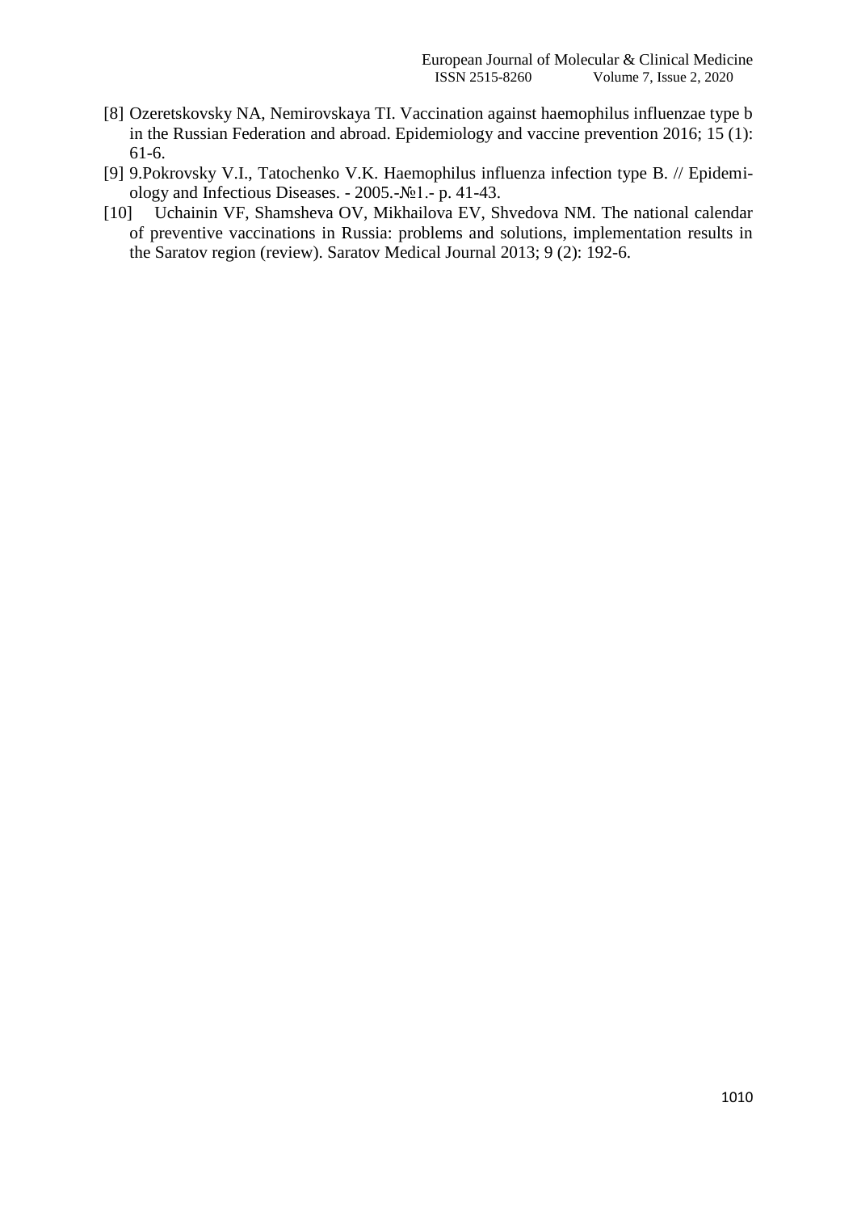[8] Ozeretskovsky NA, Nemirovskaya TI. Vaccination against haemophilus influenzae type b in the Russian Federation and abroad. Epidemiology and vaccine prevention 2016; 15 (1): 61-6.

[9] 9.Pokrovsky V.I., Tatochenko V.K. Haemophilus influenza infection type B. // Epidemiology and Infectious Diseases. - 2005.-№1.- p. 41-43.

[10] Uchainin VF, Shamsheva OV, Mikhailova EV, Shvedova NM. The national calendar of preventive vaccinations in Russia: problems and solutions, implementation results in the Saratov region (review). Saratov Medical Journal 2013; 9 (2): 192-6.